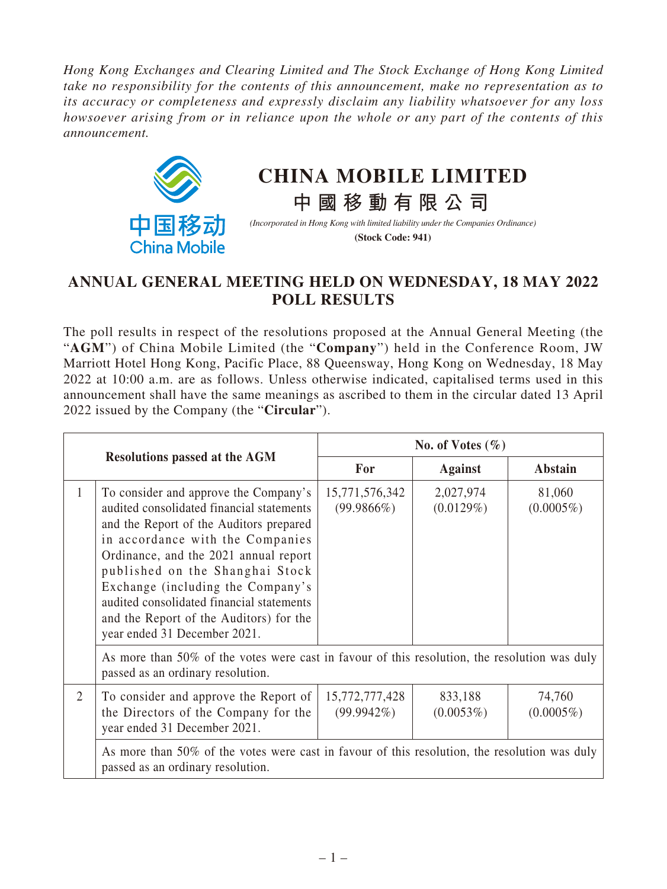*Hong Kong Exchanges and Clearing Limited and The Stock Exchange of Hong Kong Limited take no responsibility for the contents of this announcement, make no representation as to its accuracy or completeness and expressly disclaim any liability whatsoever for any loss howsoever arising from or in reliance upon the whole or any part of the contents of this announcement.*

# CHINA MOBILE LIMITED
# 中國移動有限公司

*(Incorporated in Hong Kong with limited liability under the Companies Ordinance)*

**(Stock Code: 941)**

## ANNUAL GENERAL MEETING HELD ON WEDNESDAY, 18 MAY 2022 POLL RESULTS

The poll results in respect of the resolutions proposed at the Annual General Meeting (the "**AGM**") of China Mobile Limited (the "**Company**") held in the Conference Room, JW Marriott Hotel Hong Kong, Pacific Place, 88 Queensway, Hong Kong on Wednesday, 18 May 2022 at 10:00 a.m. are as follows. Unless otherwise indicated, capitalised terms used in this announcement shall have the same meanings as ascribed to them in the circular dated 13 April 2022 issued by the Company (the "**Circular**").

| Resolutions passed at the AGM | | No. of Votes (%) | | |
|---|---|---|---|---|
| | | For | Against | Abstain |
| 1 | To consider and approve the Company's audited consolidated financial statements and the Report of the Auditors prepared in accordance with the Companies Ordinance, and the 2021 annual report published on the Shanghai Stock Exchange (including the Company's audited consolidated financial statements and the Report of the Auditors) for the year ended 31 December 2021. | 15,771,576,342 (99.9866%) | 2,027,974 (0.0129%) | 81,060 (0.0005%) |
| | As more than 50% of the votes were cast in favour of this resolution, the resolution was duly passed as an ordinary resolution. | | | |
| 2 | To consider and approve the Report of the Directors of the Company for the year ended 31 December 2021. | 15,772,777,428 (99.9942%) | 833,188 (0.0053%) | 74,760 (0.0005%) |
| | As more than 50% of the votes were cast in favour of this resolution, the resolution was duly passed as an ordinary resolution. | | | |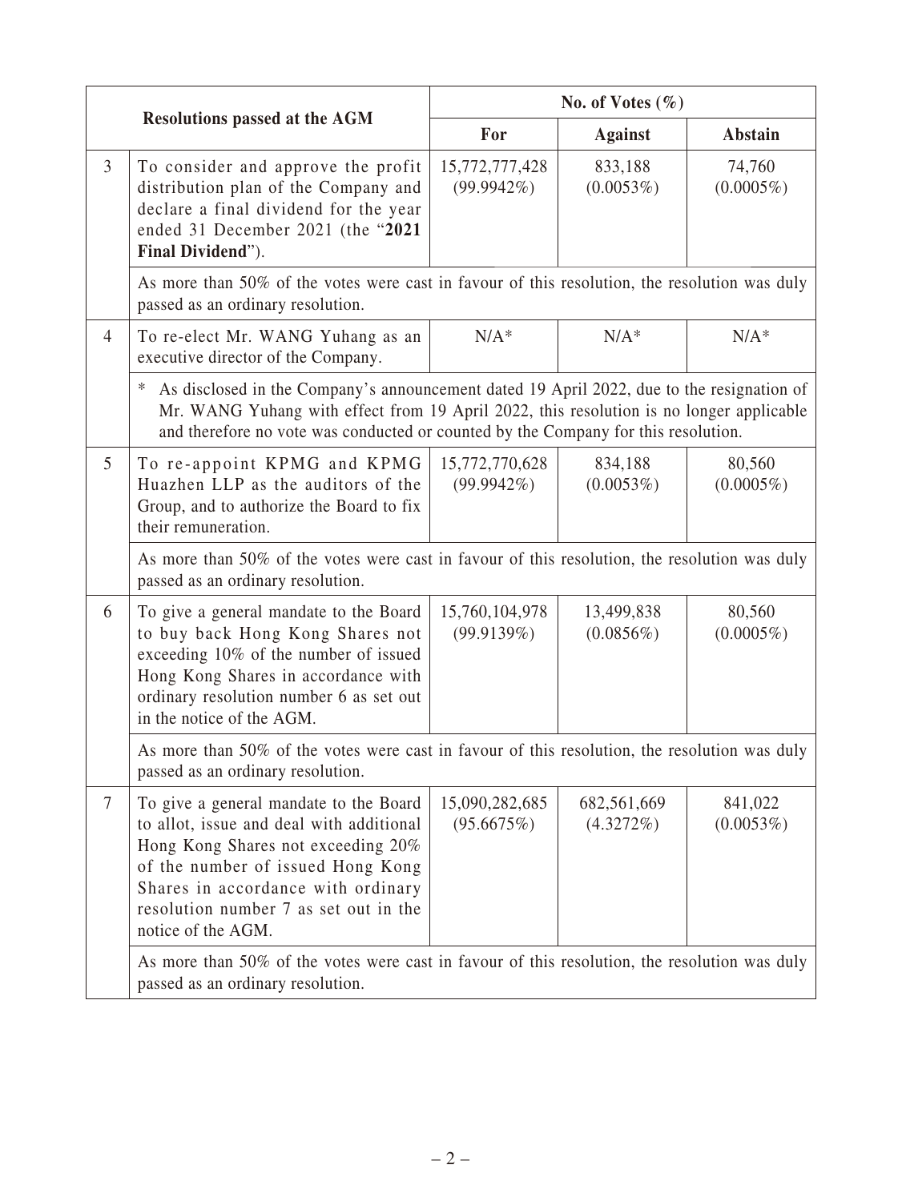| Resolutions passed at the AGM | | No. of Votes (%) | | |
|---|---|---|---|---|
| | | For | Against | Abstain |
| 3 | To consider and approve the profit distribution plan of the Company and declare a final dividend for the year ended 31 December 2021 (the "**2021 Final Dividend**"). | 15,772,777,428 (99.9942%) | 833,188 (0.0053%) | 74,760 (0.0005%) |
| | As more than 50% of the votes were cast in favour of this resolution, the resolution was duly passed as an ordinary resolution. | | | |
| 4 | To re-elect Mr. WANG Yuhang as an executive director of the Company. | N/A* | N/A* | N/A* |
| | * As disclosed in the Company's announcement dated 19 April 2022, due to the resignation of Mr. WANG Yuhang with effect from 19 April 2022, this resolution is no longer applicable and therefore no vote was conducted or counted by the Company for this resolution. | | | |
| 5 | To re-appoint KPMG and KPMG Huazhen LLP as the auditors of the Group, and to authorize the Board to fix their remuneration. | 15,772,770,628 (99.9942%) | 834,188 (0.0053%) | 80,560 (0.0005%) |
| | As more than 50% of the votes were cast in favour of this resolution, the resolution was duly passed as an ordinary resolution. | | | |
| 6 | To give a general mandate to the Board to buy back Hong Kong Shares not exceeding 10% of the number of issued Hong Kong Shares in accordance with ordinary resolution number 6 as set out in the notice of the AGM. | 15,760,104,978 (99.9139%) | 13,499,838 (0.0856%) | 80,560 (0.0005%) |
| | As more than 50% of the votes were cast in favour of this resolution, the resolution was duly passed as an ordinary resolution. | | | |
| 7 | To give a general mandate to the Board to allot, issue and deal with additional Hong Kong Shares not exceeding 20% of the number of issued Hong Kong Shares in accordance with ordinary resolution number 7 as set out in the notice of the AGM. | 15,090,282,685 (95.6675%) | 682,561,669 (4.3272%) | 841,022 (0.0053%) |
| | As more than 50% of the votes were cast in favour of this resolution, the resolution was duly passed as an ordinary resolution. | | | |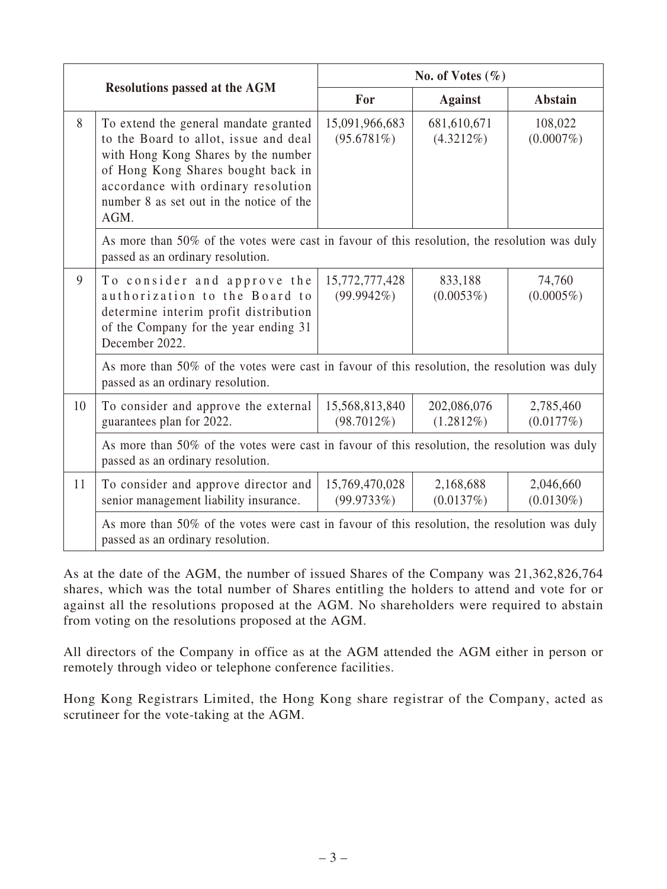| Resolutions passed at the AGM | | No. of Votes (%) | | |
|---|---|---|---|---|
| | | For | Against | Abstain |
| 8 | To extend the general mandate granted to the Board to allot, issue and deal with Hong Kong Shares by the number of Hong Kong Shares bought back in accordance with ordinary resolution number 8 as set out in the notice of the AGM. | 15,091,966,683 (95.6781%) | 681,610,671 (4.3212%) | 108,022 (0.0007%) |
| | As more than 50% of the votes were cast in favour of this resolution, the resolution was duly passed as an ordinary resolution. | | | |
| 9 | To consider and approve the authorization to the Board to determine interim profit distribution of the Company for the year ending 31 December 2022. | 15,772,777,428 (99.9942%) | 833,188 (0.0053%) | 74,760 (0.0005%) |
| | As more than 50% of the votes were cast in favour of this resolution, the resolution was duly passed as an ordinary resolution. | | | |
| 10 | To consider and approve the external guarantees plan for 2022. | 15,568,813,840 (98.7012%) | 202,086,076 (1.2812%) | 2,785,460 (0.0177%) |
| | As more than 50% of the votes were cast in favour of this resolution, the resolution was duly passed as an ordinary resolution. | | | |
| 11 | To consider and approve director and senior management liability insurance. | 15,769,470,028 (99.9733%) | 2,168,688 (0.0137%) | 2,046,660 (0.0130%) |
| | As more than 50% of the votes were cast in favour of this resolution, the resolution was duly passed as an ordinary resolution. | | | |

As at the date of the AGM, the number of issued Shares of the Company was 21,362,826,764 shares, which was the total number of Shares entitling the holders to attend and vote for or against all the resolutions proposed at the AGM. No shareholders were required to abstain from voting on the resolutions proposed at the AGM.

All directors of the Company in office as at the AGM attended the AGM either in person or remotely through video or telephone conference facilities.

Hong Kong Registrars Limited, the Hong Kong share registrar of the Company, acted as scrutineer for the vote-taking at the AGM.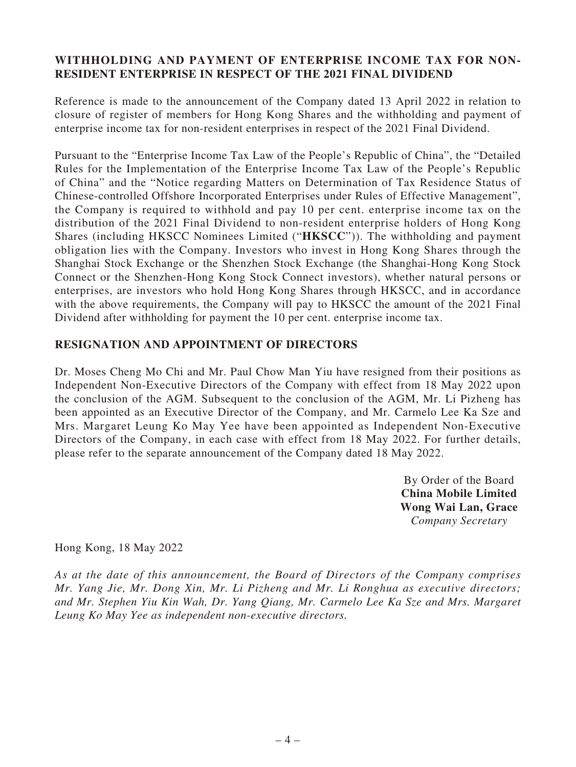**WITHHOLDING AND PAYMENT OF ENTERPRISE INCOME TAX FOR NON-RESIDENT ENTERPRISE IN RESPECT OF THE 2021 FINAL DIVIDEND**

Reference is made to the announcement of the Company dated 13 April 2022 in relation to closure of register of members for Hong Kong Shares and the withholding and payment of enterprise income tax for non-resident enterprises in respect of the 2021 Final Dividend.

Pursuant to the "Enterprise Income Tax Law of the People's Republic of China", the "Detailed Rules for the Implementation of the Enterprise Income Tax Law of the People's Republic of China" and the "Notice regarding Matters on Determination of Tax Residence Status of Chinese-controlled Offshore Incorporated Enterprises under Rules of Effective Management", the Company is required to withhold and pay 10 per cent. enterprise income tax on the distribution of the 2021 Final Dividend to non-resident enterprise holders of Hong Kong Shares (including HKSCC Nominees Limited ("**HKSCC**")). The withholding and payment obligation lies with the Company. Investors who invest in Hong Kong Shares through the Shanghai Stock Exchange or the Shenzhen Stock Exchange (the Shanghai-Hong Kong Stock Connect or the Shenzhen-Hong Kong Stock Connect investors), whether natural persons or enterprises, are investors who hold Hong Kong Shares through HKSCC, and in accordance with the above requirements, the Company will pay to HKSCC the amount of the 2021 Final Dividend after withholding for payment the 10 per cent. enterprise income tax.

**RESIGNATION AND APPOINTMENT OF DIRECTORS**

Dr. Moses Cheng Mo Chi and Mr. Paul Chow Man Yiu have resigned from their positions as Independent Non-Executive Directors of the Company with effect from 18 May 2022 upon the conclusion of the AGM. Subsequent to the conclusion of the AGM, Mr. Li Pizheng has been appointed as an Executive Director of the Company, and Mr. Carmelo Lee Ka Sze and Mrs. Margaret Leung Ko May Yee have been appointed as Independent Non-Executive Directors of the Company, in each case with effect from 18 May 2022. For further details, please refer to the separate announcement of the Company dated 18 May 2022.

By Order of the Board
**China Mobile Limited**
**Wong Wai Lan, Grace**
*Company Secretary*

Hong Kong, 18 May 2022

*As at the date of this announcement, the Board of Directors of the Company comprises Mr. Yang Jie, Mr. Dong Xin, Mr. Li Pizheng and Mr. Li Ronghua as executive directors; and Mr. Stephen Yiu Kin Wah, Dr. Yang Qiang, Mr. Carmelo Lee Ka Sze and Mrs. Margaret Leung Ko May Yee as independent non-executive directors.*